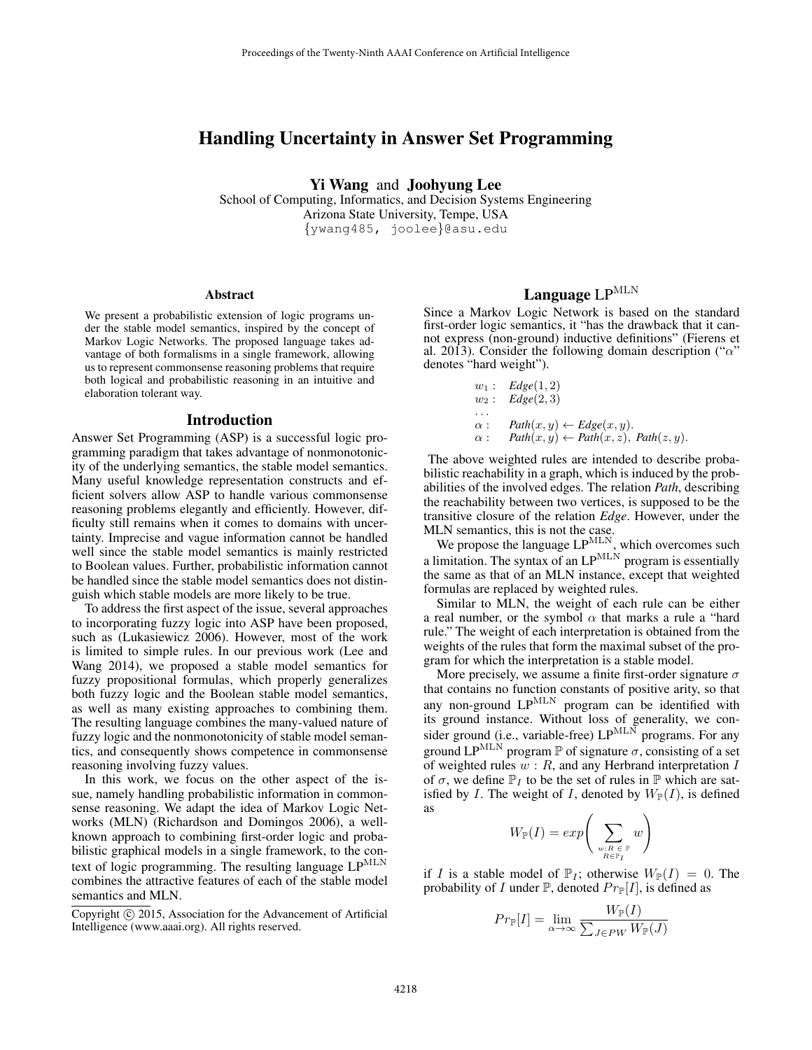# Handling Uncertainty in Answer Set Programming

**Yi Wang** and **Joohyung Lee**

School of Computing, Informatics, and Decision Systems Engineering
Arizona State University, Tempe, USA
{ywang485, joolee}@asu.edu

### Abstract

We present a probabilistic extension of logic programs under the stable model semantics, inspired by the concept of Markov Logic Networks. The proposed language takes advantage of both formalisms in a single framework, allowing us to represent commonsense reasoning problems that require both logical and probabilistic reasoning in an intuitive and elaboration tolerant way.

## Introduction

Answer Set Programming (ASP) is a successful logic programming paradigm that takes advantage of nonmonotonicity of the underlying semantics, the stable model semantics. Many useful knowledge representation constructs and efficient solvers allow ASP to handle various commonsense reasoning problems elegantly and efficiently. However, difficulty still remains when it comes to domains with uncertainty. Imprecise and vague information cannot be handled well since the stable model semantics is mainly restricted to Boolean values. Further, probabilistic information cannot be handled since the stable model semantics does not distinguish which stable models are more likely to be true.

To address the first aspect of the issue, several approaches to incorporating fuzzy logic into ASP have been proposed, such as (Lukasiewicz 2006). However, most of the work is limited to simple rules. In our previous work (Lee and Wang 2014), we proposed a stable model semantics for fuzzy propositional formulas, which properly generalizes both fuzzy logic and the Boolean stable model semantics, as well as many existing approaches to combining them. The resulting language combines the many-valued nature of fuzzy logic and the nonmonotonicity of stable model semantics, and consequently shows competence in commonsense reasoning involving fuzzy values.

In this work, we focus on the other aspect of the issue, namely handling probabilistic information in commonsense reasoning. We adapt the idea of Markov Logic Networks (MLN) (Richardson and Domingos 2006), a well-known approach to combining first-order logic and probabilistic graphical models in a single framework, to the context of logic programming. The resulting language LP$^{\text{MLN}}$ combines the attractive features of each of the stable model semantics and MLN.

Copyright © 2015, Association for the Advancement of Artificial Intelligence (www.aaai.org). All rights reserved.

## Language LP$^{\text{MLN}}$

Since a Markov Logic Network is based on the standard first-order logic semantics, it "has the drawback that it cannot express (non-ground) inductive definitions" (Fierens et al. 2013). Consider the following domain description ("$\alpha$" denotes "hard weight").

$$
\begin{array}{ll}
w_1: & Edge(1,2) \\
w_2: & Edge(2,3) \\
\dots & \\
\alpha: & Path(x,y) \leftarrow Edge(x,y). \\
\alpha: & Path(x,y) \leftarrow Path(x,z),\ Path(z,y).
\end{array}
$$

The above weighted rules are intended to describe probabilistic reachability in a graph, which is induced by the probabilities of the involved edges. The relation *Path*, describing the reachability between two vertices, is supposed to be the transitive closure of the relation *Edge*. However, under the MLN semantics, this is not the case.

We propose the language LP$^{\text{MLN}}$, which overcomes such a limitation. The syntax of an LP$^{\text{MLN}}$ program is essentially the same as that of an MLN instance, except that weighted formulas are replaced by weighted rules.

Similar to MLN, the weight of each rule can be either a real number, or the symbol $\alpha$ that marks a rule a "hard rule." The weight of each interpretation is obtained from the weights of the rules that form the maximal subset of the program for which the interpretation is a stable model.

More precisely, we assume a finite first-order signature $\sigma$ that contains no function constants of positive arity, so that any non-ground LP$^{\text{MLN}}$ program can be identified with its ground instance. Without loss of generality, we consider ground (i.e., variable-free) LP$^{\text{MLN}}$ programs. For any ground LP$^{\text{MLN}}$ program $\mathbb{P}$ of signature $\sigma$, consisting of a set of weighted rules $w : R$, and any Herbrand interpretation $I$ of $\sigma$, we define $\mathbb{P}_I$ to be the set of rules in $\mathbb{P}$ which are satisfied by $I$. The weight of $I$, denoted by $W_{\mathbb{P}}(I)$, is defined as

$$
W_{\mathbb{P}}(I) = exp\left( \sum_{\substack{w:R \,\in\, \mathbb{P} \\ R \in \mathbb{P}_I}} w \right)
$$

if $I$ is a stable model of $\mathbb{P}_I$; otherwise $W_{\mathbb{P}}(I) = 0$. The probability of $I$ under $\mathbb{P}$, denoted $Pr_{\mathbb{P}}[I]$, is defined as

$$
Pr_{\mathbb{P}}[I] = \lim_{\alpha \to \infty} \frac{W_{\mathbb{P}}(I)}{\sum_{J \in PW} W_{\mathbb{P}}(J)}
$$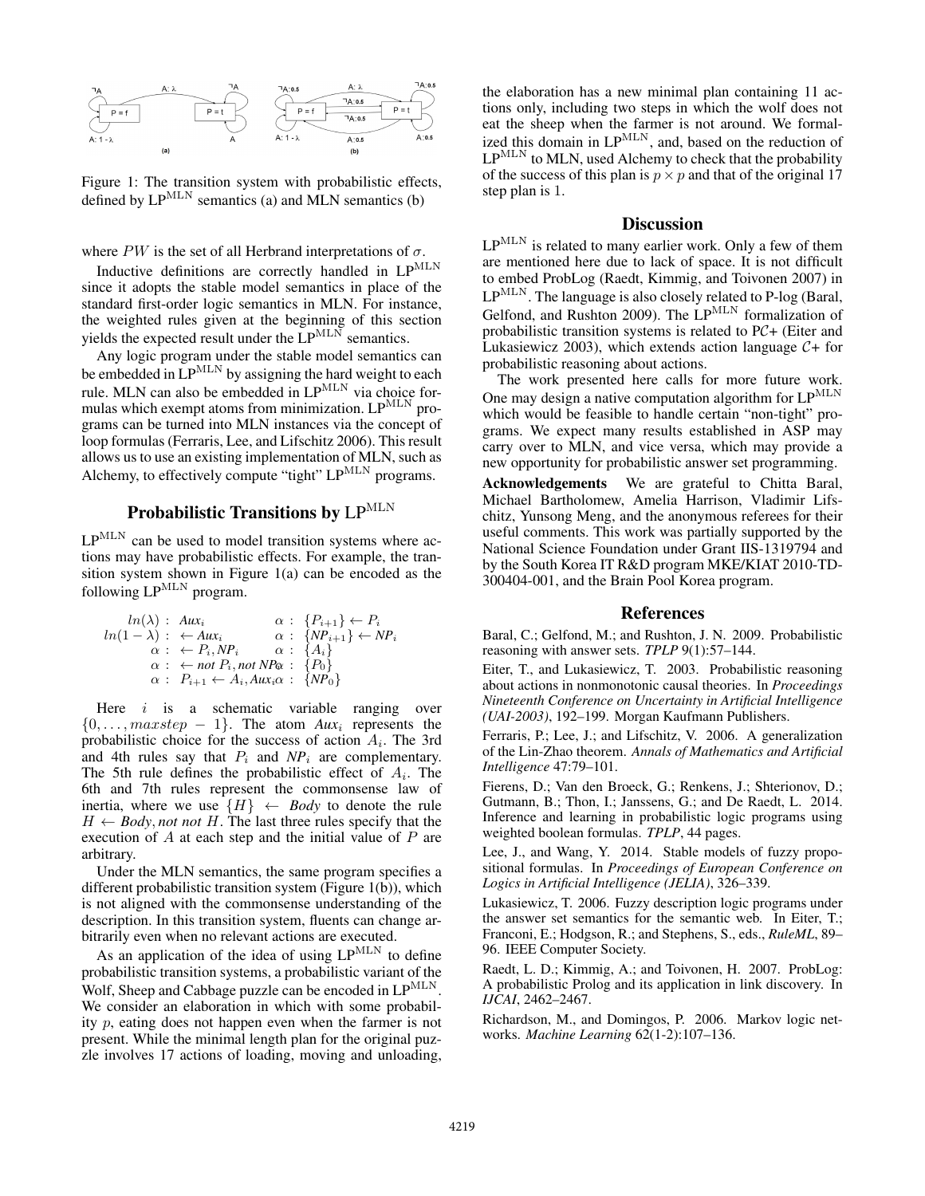Figure 1: The transition system with probabilistic effects, defined by $\text{LP}^{\text{MLN}}$ semantics (a) and MLN semantics (b)

where $PW$ is the set of all Herbrand interpretations of $\sigma$.

Inductive definitions are correctly handled in $\text{LP}^{\text{MLN}}$ since it adopts the stable model semantics in place of the standard first-order logic semantics in MLN. For instance, the weighted rules given at the beginning of this section yields the expected result under the $\text{LP}^{\text{MLN}}$ semantics.

Any logic program under the stable model semantics can be embedded in $\text{LP}^{\text{MLN}}$ by assigning the hard weight to each rule. MLN can also be embedded in $\text{LP}^{\text{MLN}}$ via choice formulas which exempt atoms from minimization. $\text{LP}^{\text{MLN}}$ programs can be turned into MLN instances via the concept of loop formulas (Ferraris, Lee, and Lifschitz 2006). This result allows us to use an existing implementation of MLN, such as Alchemy, to effectively compute "tight" $\text{LP}^{\text{MLN}}$ programs.

## Probabilistic Transitions by $\text{LP}^{\text{MLN}}$

$\text{LP}^{\text{MLN}}$ can be used to model transition systems where actions may have probabilistic effects. For example, the transition system shown in Figure 1(a) can be encoded as the following $\text{LP}^{\text{MLN}}$ program.

$$
\begin{array}{rlrl}
ln(\lambda): & Aux_i & \alpha: & \{P_{i+1}\} \leftarrow P_i \\
ln(1-\lambda): & \leftarrow Aux_i & \alpha: & \{NP_{i+1}\} \leftarrow NP_i \\
\alpha: & \leftarrow P_i, NP_i & \alpha: & \{A_i\} \\
\alpha: & \leftarrow not\ P_i, not\ NP_i & \alpha: & \{P_0\} \\
\alpha: & P_{i+1} \leftarrow A_i, Aux_i & \alpha: & \{NP_0\}
\end{array}
$$

Here $i$ is a schematic variable ranging over $\{0, \dots, maxstep - 1\}$. The atom $Aux_i$ represents the probabilistic choice for the success of action $A_i$. The 3rd and 4th rules say that $P_i$ and $NP_i$ are complementary. The 5th rule defines the probabilistic effect of $A_i$. The 6th and 7th rules represent the commonsense law of inertia, where we use $\{H\} \leftarrow Body$ to denote the rule $H \leftarrow Body, not\ not\ H$. The last three rules specify that the execution of $A$ at each step and the initial value of $P$ are arbitrary.

Under the MLN semantics, the same program specifies a different probabilistic transition system (Figure 1(b)), which is not aligned with the commonsense understanding of the description. In this transition system, fluents can change arbitrarily even when no relevant actions are executed.

As an application of the idea of using $\text{LP}^{\text{MLN}}$ to define probabilistic transition systems, a probabilistic variant of the Wolf, Sheep and Cabbage puzzle can be encoded in $\text{LP}^{\text{MLN}}$. We consider an elaboration in which with some probability $p$, eating does not happen even when the farmer is not present. While the minimal length plan for the original puzzle involves 17 actions of loading, moving and unloading, the elaboration has a new minimal plan containing 11 actions only, including two steps in which the wolf does not eat the sheep when the farmer is not around. We formalized this domain in $\text{LP}^{\text{MLN}}$, and, based on the reduction of $\text{LP}^{\text{MLN}}$ to MLN, used Alchemy to check that the probability of the success of this plan is $p \times p$ and that of the original 17 step plan is 1.

## Discussion

$\text{LP}^{\text{MLN}}$ is related to many earlier work. Only a few of them are mentioned here due to lack of space. It is not difficult to embed ProbLog (Raedt, Kimmig, and Toivonen 2007) in $\text{LP}^{\text{MLN}}$. The language is also closely related to P-log (Baral, Gelfond, and Rushton 2009). The $\text{LP}^{\text{MLN}}$ formalization of probabilistic transition systems is related to $\text{P}\mathcal{C}$+ (Eiter and Lukasiewicz 2003), which extends action language $\mathcal{C}$+ for probabilistic reasoning about actions.

The work presented here calls for more future work. One may design a native computation algorithm for $\text{LP}^{\text{MLN}}$ which would be feasible to handle certain "non-tight" programs. We expect many results established in ASP may carry over to MLN, and vice versa, which may provide a new opportunity for probabilistic answer set programming.

**Acknowledgements** We are grateful to Chitta Baral, Michael Bartholomew, Amelia Harrison, Vladimir Lifschitz, Yunsong Meng, and the anonymous referees for their useful comments. This work was partially supported by the National Science Foundation under Grant IIS-1319794 and by the South Korea IT R&D program MKE/KIAT 2010-TD-300404-001, and the Brain Pool Korea program.

## References

Baral, C.; Gelfond, M.; and Rushton, J. N. 2009. Probabilistic reasoning with answer sets. *TPLP* 9(1):57–144.

Eiter, T., and Lukasiewicz, T. 2003. Probabilistic reasoning about actions in nonmonotonic causal theories. In *Proceedings Nineteenth Conference on Uncertainty in Artificial Intelligence (UAI-2003)*, 192–199. Morgan Kaufmann Publishers.

Ferraris, P.; Lee, J.; and Lifschitz, V. 2006. A generalization of the Lin-Zhao theorem. *Annals of Mathematics and Artificial Intelligence* 47:79–101.

Fierens, D.; Van den Broeck, G.; Renkens, J.; Shterionov, D.; Gutmann, B.; Thon, I.; Janssens, G.; and De Raedt, L. 2014. Inference and learning in probabilistic logic programs using weighted boolean formulas. *TPLP*, 44 pages.

Lee, J., and Wang, Y. 2014. Stable models of fuzzy propositional formulas. In *Proceedings of European Conference on Logics in Artificial Intelligence (JELIA)*, 326–339.

Lukasiewicz, T. 2006. Fuzzy description logic programs under the answer set semantics for the semantic web. In Eiter, T.; Franconi, E.; Hodgson, R.; and Stephens, S., eds., *RuleML*, 89–96. IEEE Computer Society.

Raedt, L. D.; Kimmig, A.; and Toivonen, H. 2007. ProbLog: A probabilistic Prolog and its application in link discovery. In *IJCAI*, 2462–2467.

Richardson, M., and Domingos, P. 2006. Markov logic networks. *Machine Learning* 62(1-2):107–136.